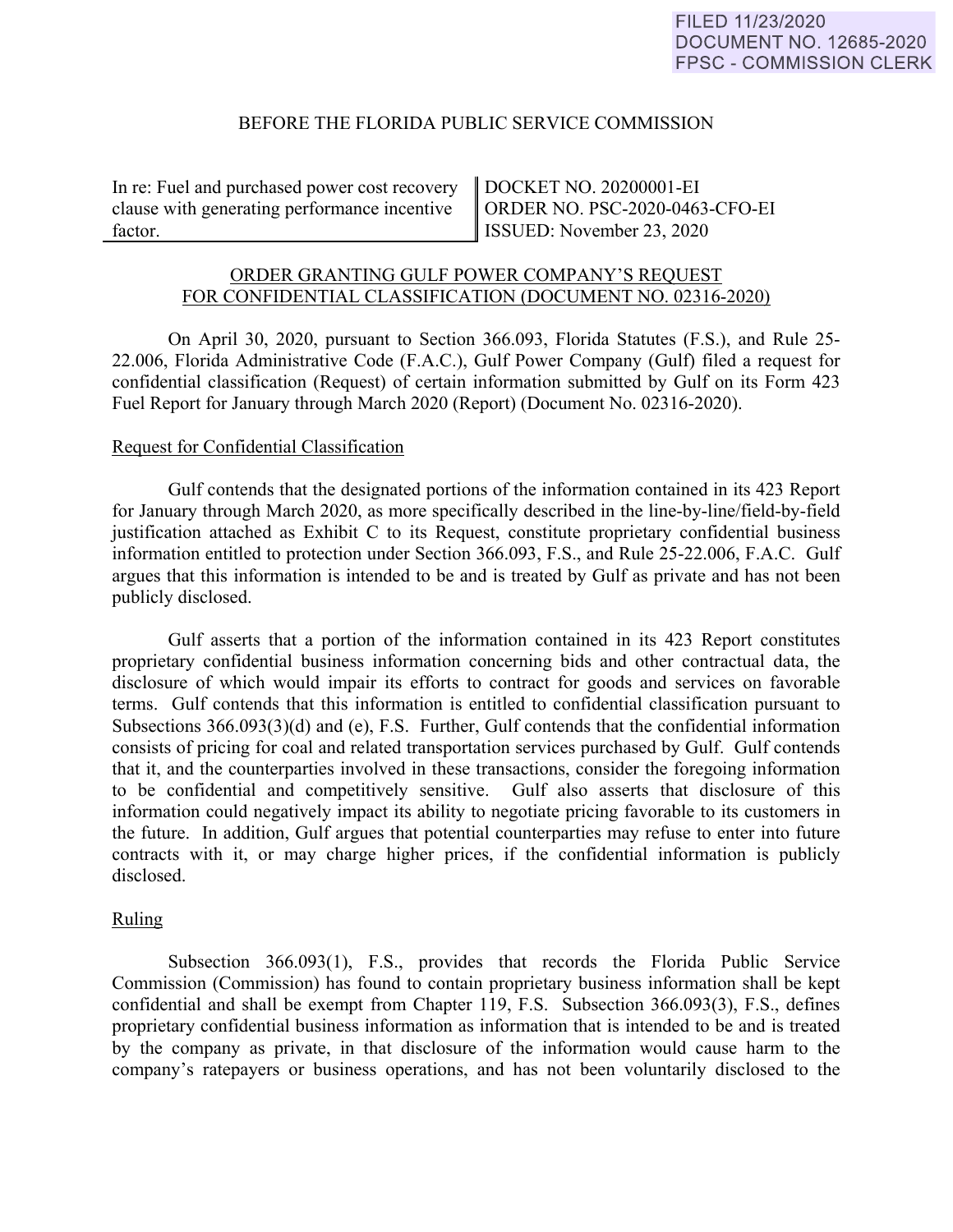FILED 11/23/2020
DOCUMENT NO. 12685-2020
FPSC - COMMISSION CLERK

BEFORE THE FLORIDA PUBLIC SERVICE COMMISSION

| In re: Fuel and purchased power cost recovery clause with generating performance incentive factor. | DOCKET NO. 20200001-EI<br>ORDER NO. PSC-2020-0463-CFO-EI<br>ISSUED: November 23, 2020 |
|---|---|

ORDER GRANTING GULF POWER COMPANY'S REQUEST FOR CONFIDENTIAL CLASSIFICATION (DOCUMENT NO. 02316-2020)

On April 30, 2020, pursuant to Section 366.093, Florida Statutes (F.S.), and Rule 25-22.006, Florida Administrative Code (F.A.C.), Gulf Power Company (Gulf) filed a request for confidential classification (Request) of certain information submitted by Gulf on its Form 423 Fuel Report for January through March 2020 (Report) (Document No. 02316-2020).

## Request for Confidential Classification

Gulf contends that the designated portions of the information contained in its 423 Report for January through March 2020, as more specifically described in the line-by-line/field-by-field justification attached as Exhibit C to its Request, constitute proprietary confidential business information entitled to protection under Section 366.093, F.S., and Rule 25-22.006, F.A.C. Gulf argues that this information is intended to be and is treated by Gulf as private and has not been publicly disclosed.

Gulf asserts that a portion of the information contained in its 423 Report constitutes proprietary confidential business information concerning bids and other contractual data, the disclosure of which would impair its efforts to contract for goods and services on favorable terms. Gulf contends that this information is entitled to confidential classification pursuant to Subsections 366.093(3)(d) and (e), F.S. Further, Gulf contends that the confidential information consists of pricing for coal and related transportation services purchased by Gulf. Gulf contends that it, and the counterparties involved in these transactions, consider the foregoing information to be confidential and competitively sensitive. Gulf also asserts that disclosure of this information could negatively impact its ability to negotiate pricing favorable to its customers in the future. In addition, Gulf argues that potential counterparties may refuse to enter into future contracts with it, or may charge higher prices, if the confidential information is publicly disclosed.

## Ruling

Subsection 366.093(1), F.S., provides that records the Florida Public Service Commission (Commission) has found to contain proprietary business information shall be kept confidential and shall be exempt from Chapter 119, F.S. Subsection 366.093(3), F.S., defines proprietary confidential business information as information that is intended to be and is treated by the company as private, in that disclosure of the information would cause harm to the company's ratepayers or business operations, and has not been voluntarily disclosed to the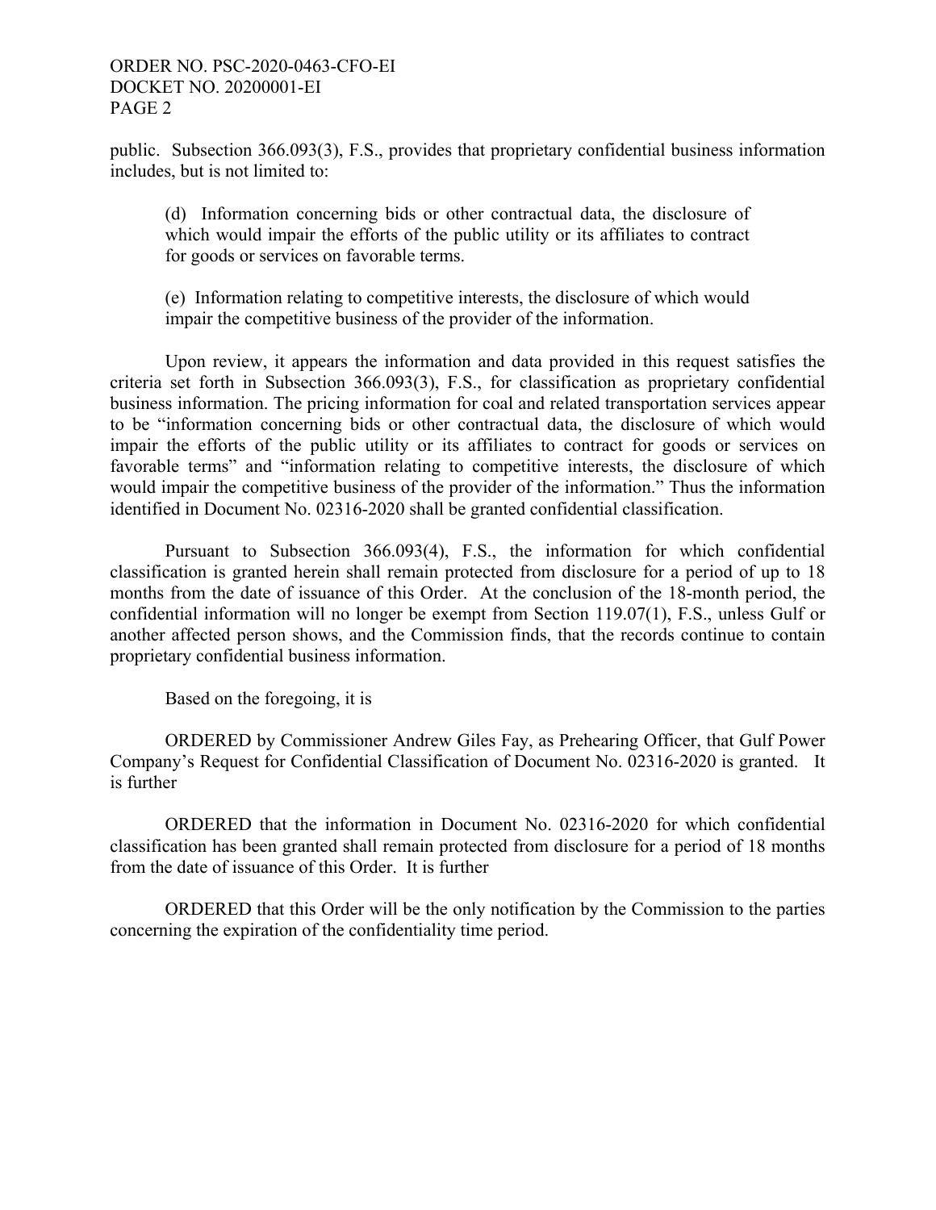public. Subsection 366.093(3), F.S., provides that proprietary confidential business information includes, but is not limited to:

> (d) Information concerning bids or other contractual data, the disclosure of which would impair the efforts of the public utility or its affiliates to contract for goods or services on favorable terms.
>
> (e) Information relating to competitive interests, the disclosure of which would impair the competitive business of the provider of the information.

Upon review, it appears the information and data provided in this request satisfies the criteria set forth in Subsection 366.093(3), F.S., for classification as proprietary confidential business information. The pricing information for coal and related transportation services appear to be "information concerning bids or other contractual data, the disclosure of which would impair the efforts of the public utility or its affiliates to contract for goods or services on favorable terms" and "information relating to competitive interests, the disclosure of which would impair the competitive business of the provider of the information." Thus the information identified in Document No. 02316-2020 shall be granted confidential classification.

Pursuant to Subsection 366.093(4), F.S., the information for which confidential classification is granted herein shall remain protected from disclosure for a period of up to 18 months from the date of issuance of this Order. At the conclusion of the 18-month period, the confidential information will no longer be exempt from Section 119.07(1), F.S., unless Gulf or another affected person shows, and the Commission finds, that the records continue to contain proprietary confidential business information.

Based on the foregoing, it is

ORDERED by Commissioner Andrew Giles Fay, as Prehearing Officer, that Gulf Power Company's Request for Confidential Classification of Document No. 02316-2020 is granted. It is further

ORDERED that the information in Document No. 02316-2020 for which confidential classification has been granted shall remain protected from disclosure for a period of 18 months from the date of issuance of this Order. It is further

ORDERED that this Order will be the only notification by the Commission to the parties concerning the expiration of the confidentiality time period.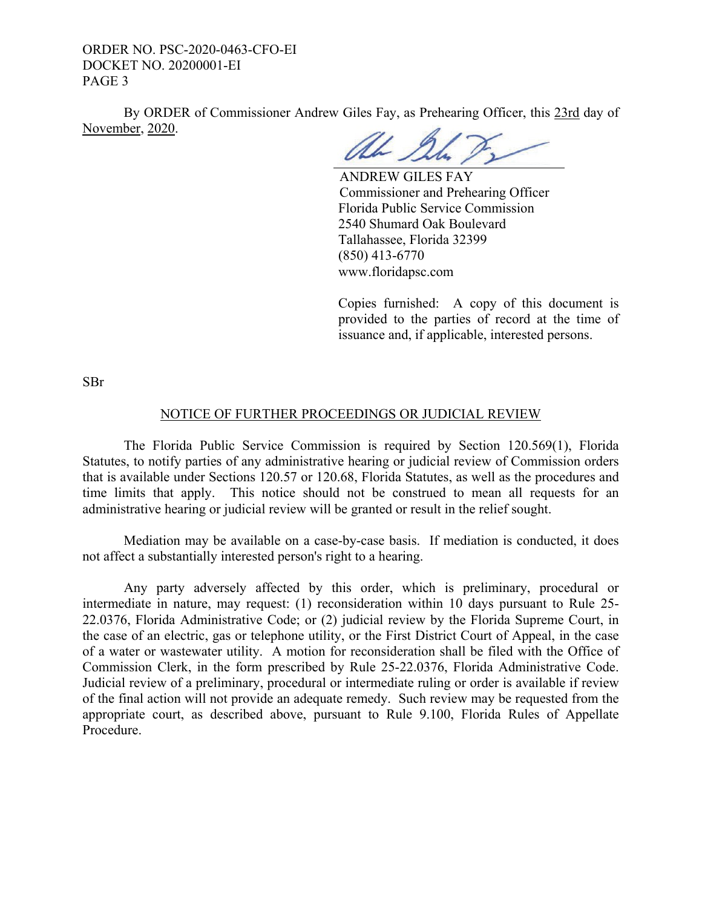By ORDER of Commissioner Andrew Giles Fay, as Prehearing Officer, this 23rd day of November, 2020.

ANDREW GILES FAY
Commissioner and Prehearing Officer
Florida Public Service Commission
2540 Shumard Oak Boulevard
Tallahassee, Florida 32399
(850) 413-6770
www.floridapsc.com

Copies furnished: A copy of this document is provided to the parties of record at the time of issuance and, if applicable, interested persons.

SBr

## NOTICE OF FURTHER PROCEEDINGS OR JUDICIAL REVIEW

The Florida Public Service Commission is required by Section 120.569(1), Florida Statutes, to notify parties of any administrative hearing or judicial review of Commission orders that is available under Sections 120.57 or 120.68, Florida Statutes, as well as the procedures and time limits that apply. This notice should not be construed to mean all requests for an administrative hearing or judicial review will be granted or result in the relief sought.

Mediation may be available on a case-by-case basis. If mediation is conducted, it does not affect a substantially interested person's right to a hearing.

Any party adversely affected by this order, which is preliminary, procedural or intermediate in nature, may request: (1) reconsideration within 10 days pursuant to Rule 25-22.0376, Florida Administrative Code; or (2) judicial review by the Florida Supreme Court, in the case of an electric, gas or telephone utility, or the First District Court of Appeal, in the case of a water or wastewater utility. A motion for reconsideration shall be filed with the Office of Commission Clerk, in the form prescribed by Rule 25-22.0376, Florida Administrative Code. Judicial review of a preliminary, procedural or intermediate ruling or order is available if review of the final action will not provide an adequate remedy. Such review may be requested from the appropriate court, as described above, pursuant to Rule 9.100, Florida Rules of Appellate Procedure.